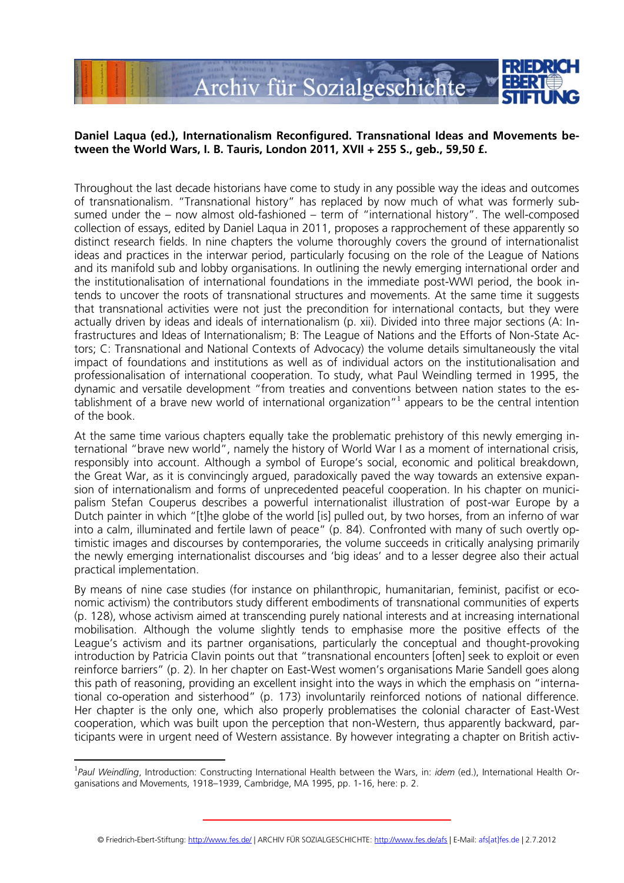**Daniel Laqua (ed.), Internationalism Reconfigured. Transnational Ideas and Movements between the World Wars, I. B. Tauris, London 2011, XVII + 255 S., geb., 59,50 £.**

Throughout the last decade historians have come to study in any possible way the ideas and outcomes of transnationalism. "Transnational history" has replaced by now much of what was formerly subsumed under the – now almost old-fashioned – term of "international history". The well-composed collection of essays, edited by Daniel Laqua in 2011, proposes a rapprochement of these apparently so distinct research fields. In nine chapters the volume thoroughly covers the ground of internationalist ideas and practices in the interwar period, particularly focusing on the role of the League of Nations and its manifold sub and lobby organisations. In outlining the newly emerging international order and the institutionalisation of international foundations in the immediate post-WWI period, the book intends to uncover the roots of transnational structures and movements. At the same time it suggests that transnational activities were not just the precondition for international contacts, but they were actually driven by ideas and ideals of internationalism (p. xii). Divided into three major sections (A: Infrastructures and Ideas of Internationalism; B: The League of Nations and the Efforts of Non-State Actors; C: Transnational and National Contexts of Advocacy) the volume details simultaneously the vital impact of foundations and institutions as well as of individual actors on the institutionalisation and professionalisation of international cooperation. To study, what Paul Weindling termed in 1995, the dynamic and versatile development "from treaties and conventions between nation states to the establishment of a brave new world of international organization"[1] appears to be the central intention of the book.

At the same time various chapters equally take the problematic prehistory of this newly emerging international "brave new world", namely the history of World War I as a moment of international crisis, responsibly into account. Although a symbol of Europe's social, economic and political breakdown, the Great War, as it is convincingly argued, paradoxically paved the way towards an extensive expansion of internationalism and forms of unprecedented peaceful cooperation. In his chapter on municipalism Stefan Couperus describes a powerful internationalist illustration of post-war Europe by a Dutch painter in which "[t]he globe of the world [is] pulled out, by two horses, from an inferno of war into a calm, illuminated and fertile lawn of peace" (p. 84). Confronted with many of such overtly optimistic images and discourses by contemporaries, the volume succeeds in critically analysing primarily the newly emerging internationalist discourses and 'big ideas' and to a lesser degree also their actual practical implementation.

By means of nine case studies (for instance on philanthropic, humanitarian, feminist, pacifist or economic activism) the contributors study different embodiments of transnational communities of experts (p. 128), whose activism aimed at transcending purely national interests and at increasing international mobilisation. Although the volume slightly tends to emphasise more the positive effects of the League's activism and its partner organisations, particularly the conceptual and thought-provoking introduction by Patricia Clavin points out that "transnational encounters [often] seek to exploit or even reinforce barriers" (p. 2). In her chapter on East-West women's organisations Marie Sandell goes along this path of reasoning, providing an excellent insight into the ways in which the emphasis on "international co-operation and sisterhood" (p. 173) involuntarily reinforced notions of national difference. Her chapter is the only one, which also properly problematises the colonial character of East-West cooperation, which was built upon the perception that non-Western, thus apparently backward, participants were in urgent need of Western assistance. By however integrating a chapter on British activ-

---

[1] *Paul Weindling*, Introduction: Constructing International Health between the Wars, in: *idem* (ed.), International Health Organisations and Movements, 1918–1939, Cambridge, MA 1995, pp. 1-16, here: p. 2.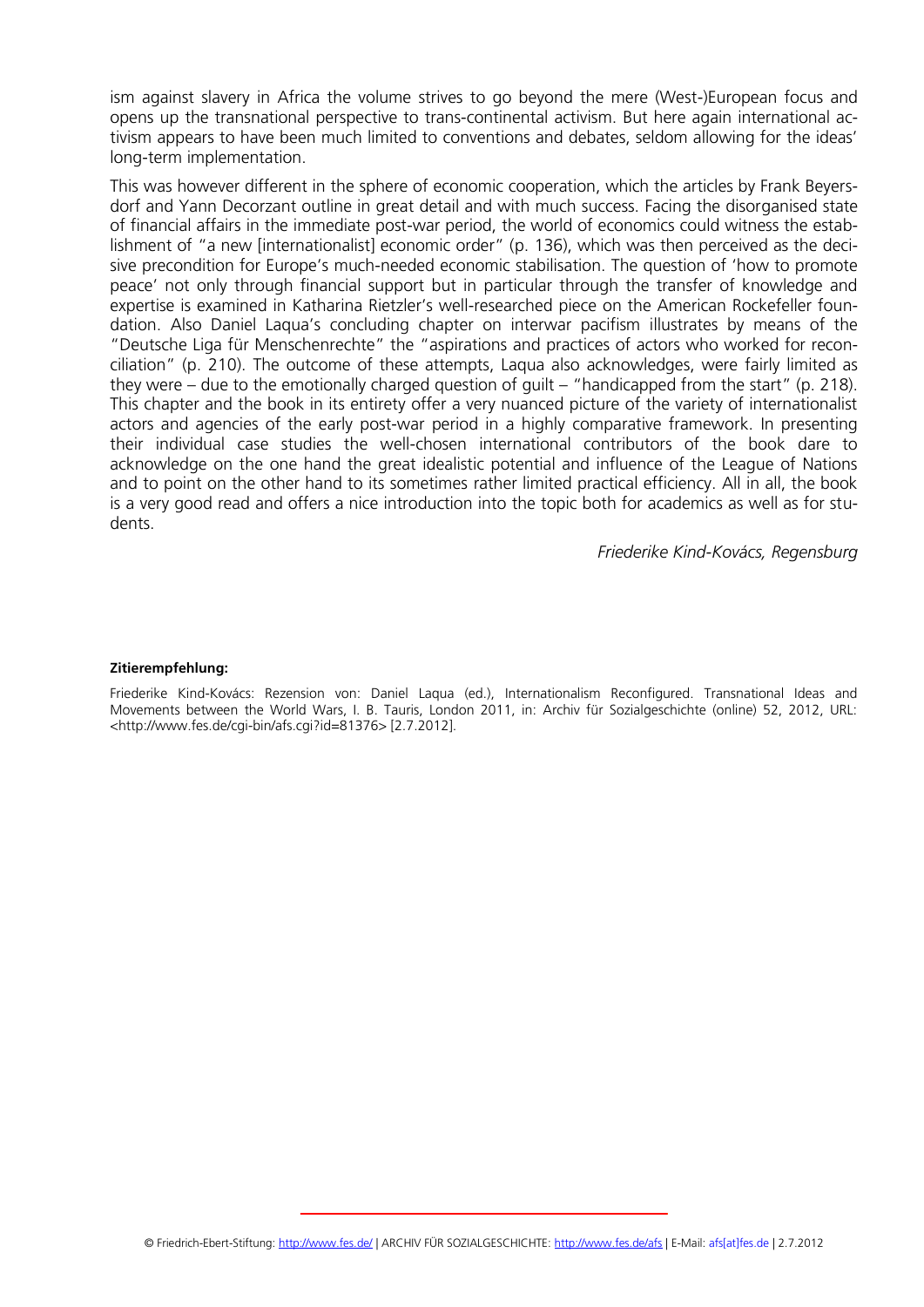ism against slavery in Africa the volume strives to go beyond the mere (West-)European focus and opens up the transnational perspective to trans-continental activism. But here again international activism appears to have been much limited to conventions and debates, seldom allowing for the ideas' long-term implementation.

This was however different in the sphere of economic cooperation, which the articles by Frank Beyersdorf and Yann Decorzant outline in great detail and with much success. Facing the disorganised state of financial affairs in the immediate post-war period, the world of economics could witness the establishment of "a new [internationalist] economic order" (p. 136), which was then perceived as the decisive precondition for Europe's much-needed economic stabilisation. The question of 'how to promote peace' not only through financial support but in particular through the transfer of knowledge and expertise is examined in Katharina Rietzler's well-researched piece on the American Rockefeller foundation. Also Daniel Laqua's concluding chapter on interwar pacifism illustrates by means of the "Deutsche Liga für Menschenrechte" the "aspirations and practices of actors who worked for reconciliation" (p. 210). The outcome of these attempts, Laqua also acknowledges, were fairly limited as they were – due to the emotionally charged question of guilt – "handicapped from the start" (p. 218). This chapter and the book in its entirety offer a very nuanced picture of the variety of internationalist actors and agencies of the early post-war period in a highly comparative framework. In presenting their individual case studies the well-chosen international contributors of the book dare to acknowledge on the one hand the great idealistic potential and influence of the League of Nations and to point on the other hand to its sometimes rather limited practical efficiency. All in all, the book is a very good read and offers a nice introduction into the topic both for academics as well as for students.

*Friederike Kind-Kovács, Regensburg*

**Zitierempfehlung:**

Friederike Kind-Kovács: Rezension von: Daniel Laqua (ed.), Internationalism Reconfigured. Transnational Ideas and Movements between the World Wars, I. B. Tauris, London 2011, in: Archiv für Sozialgeschichte (online) 52, 2012, URL: <http://www.fes.de/cgi-bin/afs.cgi?id=81376> [2.7.2012].